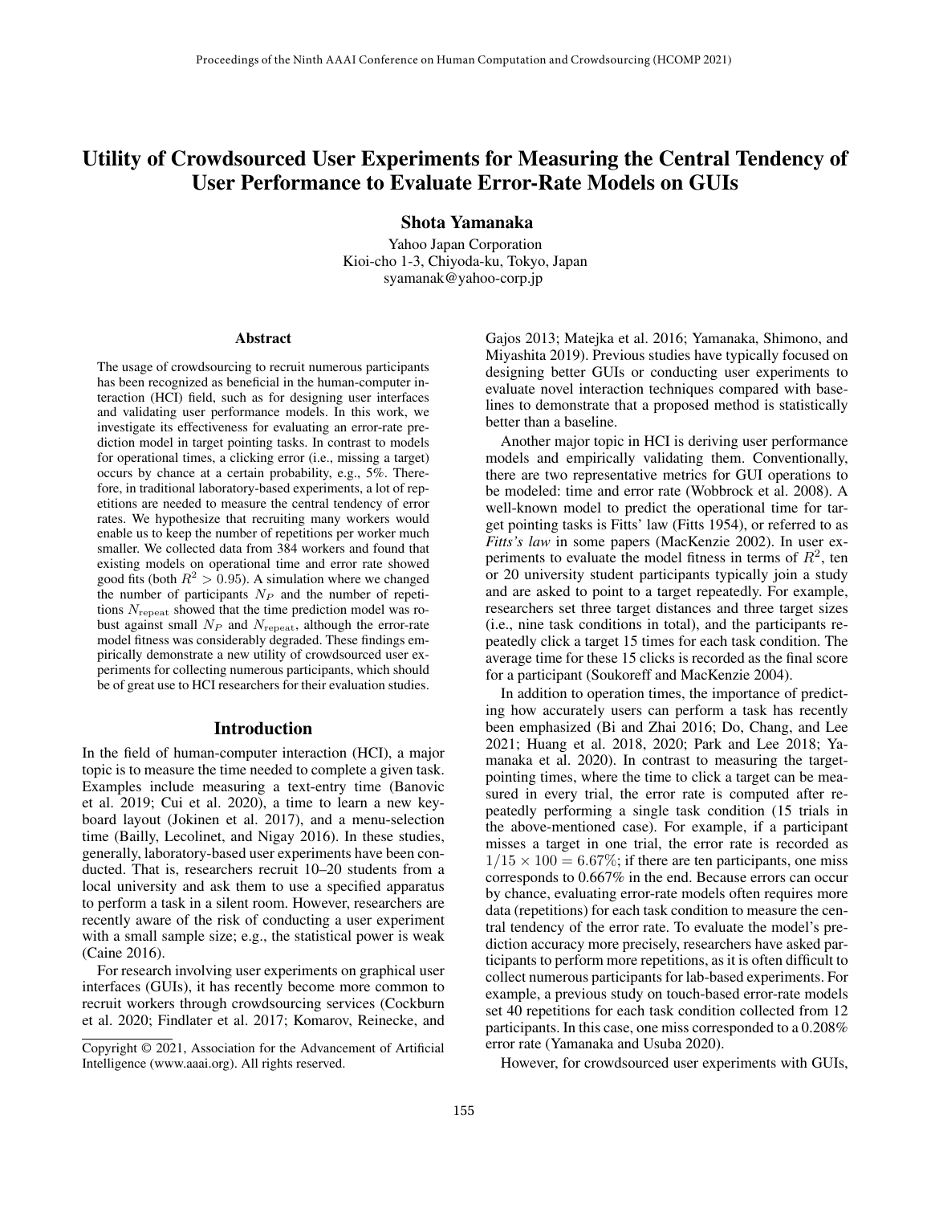# Utility of Crowdsourced User Experiments for Measuring the Central Tendency of User Performance to Evaluate Error-Rate Models on GUIs

**Shota Yamanaka**

Yahoo Japan Corporation
Kioi-cho 1-3, Chiyoda-ku, Tokyo, Japan
syamanak@yahoo-corp.jp

## Abstract

The usage of crowdsourcing to recruit numerous participants has been recognized as beneficial in the human-computer interaction (HCI) field, such as for designing user interfaces and validating user performance models. In this work, we investigate its effectiveness for evaluating an error-rate prediction model in target pointing tasks. In contrast to models for operational times, a clicking error (i.e., missing a target) occurs by chance at a certain probability, e.g., 5%. Therefore, in traditional laboratory-based experiments, a lot of repetitions are needed to measure the central tendency of error rates. We hypothesize that recruiting many workers would enable us to keep the number of repetitions per worker much smaller. We collected data from 384 workers and found that existing models on operational time and error rate showed good fits (both $R^2 > 0.95$). A simulation where we changed the number of participants $N_P$ and the number of repetitions $N_{\text{repeat}}$ showed that the time prediction model was robust against small $N_P$ and $N_{\text{repeat}}$, although the error-rate model fitness was considerably degraded. These findings empirically demonstrate a new utility of crowdsourced user experiments for collecting numerous participants, which should be of great use to HCI researchers for their evaluation studies.

## Introduction

In the field of human-computer interaction (HCI), a major topic is to measure the time needed to complete a given task. Examples include measuring a text-entry time (Banovic et al. 2019; Cui et al. 2020), a time to learn a new keyboard layout (Jokinen et al. 2017), and a menu-selection time (Bailly, Lecolinet, and Nigay 2016). In these studies, generally, laboratory-based user experiments have been conducted. That is, researchers recruit 10–20 students from a local university and ask them to use a specified apparatus to perform a task in a silent room. However, researchers are recently aware of the risk of conducting a user experiment with a small sample size; e.g., the statistical power is weak (Caine 2016).

For research involving user experiments on graphical user interfaces (GUIs), it has recently become more common to recruit workers through crowdsourcing services (Cockburn et al. 2020; Findlater et al. 2017; Komarov, Reinecke, and Gajos 2013; Matejka et al. 2016; Yamanaka, Shimono, and Miyashita 2019). Previous studies have typically focused on designing better GUIs or conducting user experiments to evaluate novel interaction techniques compared with baselines to demonstrate that a proposed method is statistically better than a baseline.

Another major topic in HCI is deriving user performance models and empirically validating them. Conventionally, there are two representative metrics for GUI operations to be modeled: time and error rate (Wobbrock et al. 2008). A well-known model to predict the operational time for target pointing tasks is Fitts' law (Fitts 1954), or referred to as *Fitts's law* in some papers (MacKenzie 2002). In user experiments to evaluate the model fitness in terms of $R^2$, ten or 20 university student participants typically join a study and are asked to point to a target repeatedly. For example, researchers set three target distances and three target sizes (i.e., nine task conditions in total), and the participants repeatedly click a target 15 times for each task condition. The average time for these 15 clicks is recorded as the final score for a participant (Soukoreff and MacKenzie 2004).

In addition to operation times, the importance of predicting how accurately users can perform a task has recently been emphasized (Bi and Zhai 2016; Do, Chang, and Lee 2021; Huang et al. 2018, 2020; Park and Lee 2018; Yamanaka et al. 2020). In contrast to measuring the target-pointing times, where the time to click a target can be measured in every trial, the error rate is computed after repeatedly performing a single task condition (15 trials in the above-mentioned case). For example, if a participant misses a target in one trial, the error rate is recorded as $1/15 \times 100 = 6.67\%$; if there are ten participants, one miss corresponds to 0.667% in the end. Because errors can occur by chance, evaluating error-rate models often requires more data (repetitions) for each task condition to measure the central tendency of the error rate. To evaluate the model's prediction accuracy more precisely, researchers have asked participants to perform more repetitions, as it is often difficult to collect numerous participants for lab-based experiments. For example, a previous study on touch-based error-rate models set 40 repetitions for each task condition collected from 12 participants. In this case, one miss corresponded to a 0.208% error rate (Yamanaka and Usuba 2020).

However, for crowdsourced user experiments with GUIs,

Copyright © 2021, Association for the Advancement of Artificial Intelligence (www.aaai.org). All rights reserved.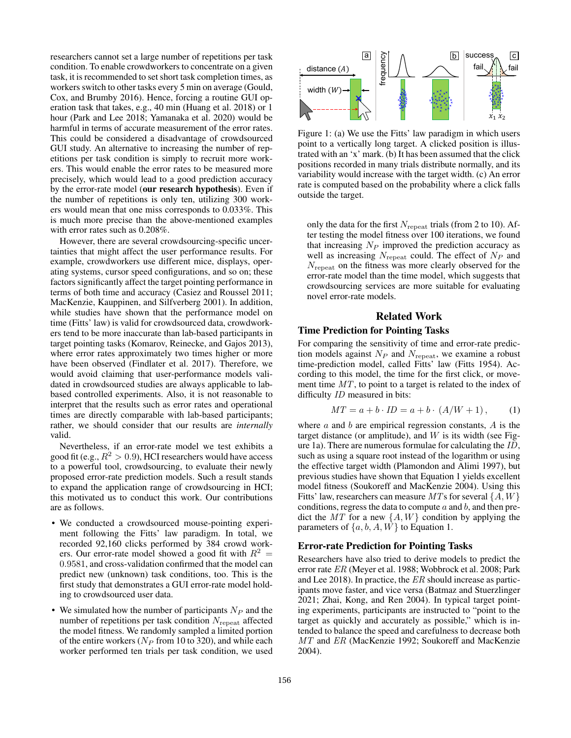researchers cannot set a large number of repetitions per task condition. To enable crowdworkers to concentrate on a given task, it is recommended to set short task completion times, as workers switch to other tasks every 5 min on average (Gould, Cox, and Brumby 2016). Hence, forcing a routine GUI operation task that takes, e.g., 40 min (Huang et al. 2018) or 1 hour (Park and Lee 2018; Yamanaka et al. 2020) would be harmful in terms of accurate measurement of the error rates. This could be considered a disadvantage of crowdsourced GUI study. An alternative to increasing the number of repetitions per task condition is simply to recruit more workers. This would enable the error rates to be measured more precisely, which would lead to a good prediction accuracy by the error-rate model (**our research hypothesis**). Even if the number of repetitions is only ten, utilizing 300 workers would mean that one miss corresponds to 0.033%. This is much more precise than the above-mentioned examples with error rates such as 0.208%.

However, there are several crowdsourcing-specific uncertainties that might affect the user performance results. For example, crowdworkers use different mice, displays, operating systems, cursor speed configurations, and so on; these factors significantly affect the target pointing performance in terms of both time and accuracy (Casiez and Roussel 2011; MacKenzie, Kauppinen, and Silfverberg 2001). In addition, while studies have shown that the performance model on time (Fitts' law) is valid for crowdsourced data, crowdworkers tend to be more inaccurate than lab-based participants in target pointing tasks (Komarov, Reinecke, and Gajos 2013), where error rates approximately two times higher or more have been observed (Findlater et al. 2017). Therefore, we would avoid claiming that user-performance models validated in crowdsourced studies are always applicable to lab-based controlled experiments. Also, it is not reasonable to interpret that the results such as error rates and operational times are directly comparable with lab-based participants; rather, we should consider that our results are *internally* valid.

Nevertheless, if an error-rate model we test exhibits a good fit (e.g., $R^2 > 0.9$), HCI researchers would have access to a powerful tool, crowdsourcing, to evaluate their newly proposed error-rate prediction models. Such a result stands to expand the application range of crowdsourcing in HCI; this motivated us to conduct this work. Our contributions are as follows.

- We conducted a crowdsourced mouse-pointing experiment following the Fitts' law paradigm. In total, we recorded 92,160 clicks performed by 384 crowd workers. Our error-rate model showed a good fit with $R^2 = 0.9581$, and cross-validation confirmed that the model can predict new (unknown) task conditions, too. This is the first study that demonstrates a GUI error-rate model holding to crowdsourced user data.
- We simulated how the number of participants $N_P$ and the number of repetitions per task condition $N_{\text{repeat}}$ affected the model fitness. We randomly sampled a limited portion of the entire workers ($N_P$ from 10 to 320), and while each worker performed ten trials per task condition, we used only the data for the first $N_{\text{repeat}}$ trials (from 2 to 10). After testing the model fitness over 100 iterations, we found that increasing $N_P$ improved the prediction accuracy as well as increasing $N_{\text{repeat}}$ could. The effect of $N_P$ and $N_{\text{repeat}}$ on the fitness was more clearly observed for the error-rate model than the time model, which suggests that crowdsourcing services are more suitable for evaluating novel error-rate models.

Figure 1: (a) We use the Fitts' law paradigm in which users point to a vertically long target. A clicked position is illustrated with an 'x' mark. (b) It has been assumed that the click positions recorded in many trials distribute normally, and its variability would increase with the target width. (c) An error rate is computed based on the probability where a click falls outside the target.

## Related Work

### Time Prediction for Pointing Tasks

For comparing the sensitivity of time and error-rate prediction models against $N_P$ and $N_{\text{repeat}}$, we examine a robust time-prediction model, called Fitts' law (Fitts 1954). According to this model, the time for the first click, or movement time $MT$, to point to a target is related to the index of difficulty $ID$ measured in bits:

$$MT = a + b \cdot ID = a + b \cdot (A/W + 1), \qquad (1)$$

where $a$ and $b$ are empirical regression constants, $A$ is the target distance (or amplitude), and $W$ is its width (see Figure 1a). There are numerous formulae for calculating the $ID$, such as using a square root instead of the logarithm or using the effective target width (Plamondon and Alimi 1997), but previous studies have shown that Equation 1 yields excellent model fitness (Soukoreff and MacKenzie 2004). Using this Fitts' law, researchers can measure $MT$s for several $\{A, W\}$ conditions, regress the data to compute $a$ and $b$, and then predict the $MT$ for a new $\{A, W\}$ condition by applying the parameters of $\{a, b, A, W\}$ to Equation 1.

### Error-rate Prediction for Pointing Tasks

Researchers have also tried to derive models to predict the error rate $ER$ (Meyer et al. 1988; Wobbrock et al. 2008; Park and Lee 2018). In practice, the $ER$ should increase as participants move faster, and vice versa (Batmaz and Stuerzlinger 2021; Zhai, Kong, and Ren 2004). In typical target pointing experiments, participants are instructed to "point to the target as quickly and accurately as possible," which is intended to balance the speed and carefulness to decrease both $MT$ and $ER$ (MacKenzie 1992; Soukoreff and MacKenzie 2004).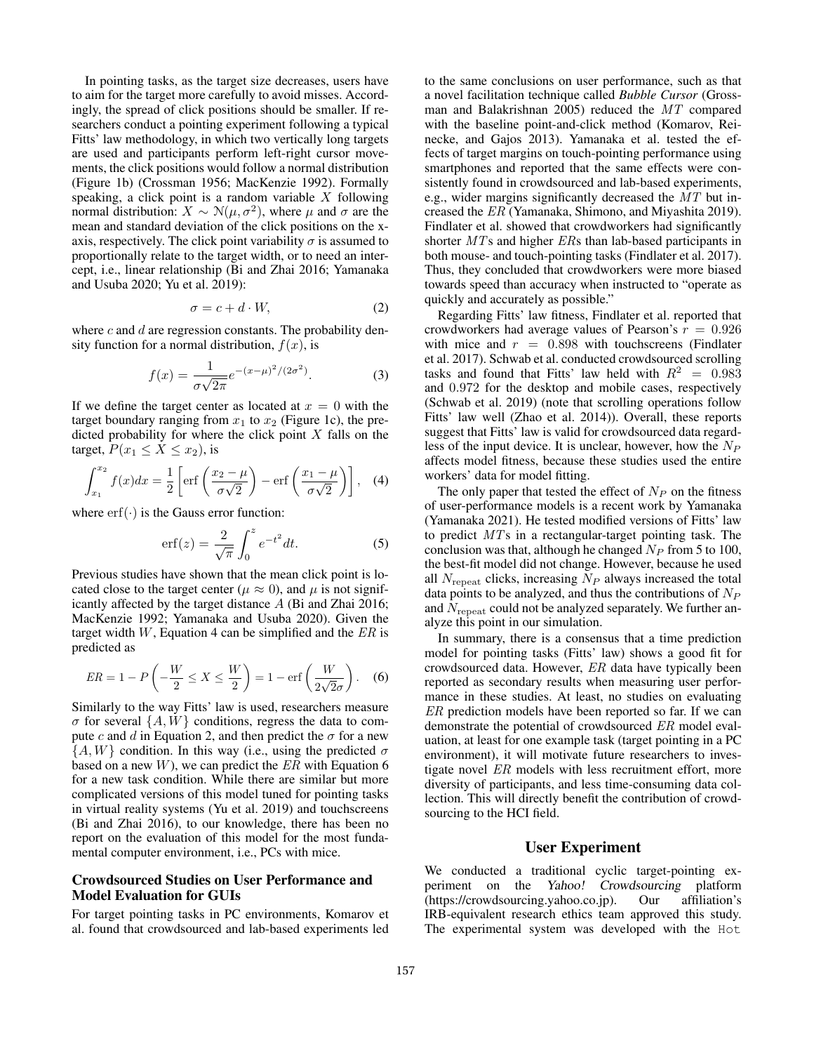In pointing tasks, as the target size decreases, users have to aim for the target more carefully to avoid misses. Accordingly, the spread of click positions should be smaller. If researchers conduct a pointing experiment following a typical Fitts' law methodology, in which two vertically long targets are used and participants perform left-right cursor movements, the click positions would follow a normal distribution (Figure 1b) (Crossman 1956; MacKenzie 1992). Formally speaking, a click point is a random variable $X$ following normal distribution: $X \sim \mathcal{N}(\mu, \sigma^2)$, where $\mu$ and $\sigma$ are the mean and standard deviation of the click positions on the x-axis, respectively. The click point variability $\sigma$ is assumed to proportionally relate to the target width, or to need an intercept, i.e., linear relationship (Bi and Zhai 2016; Yamanaka and Usuba 2020; Yu et al. 2019):

$$\sigma = c + d \cdot W, \tag{2}$$

where $c$ and $d$ are regression constants. The probability density function for a normal distribution, $f(x)$, is

$$f(x) = \frac{1}{\sigma\sqrt{2\pi}} e^{-(x-\mu)^2/(2\sigma^2)}. \tag{3}$$

If we define the target center as located at $x = 0$ with the target boundary ranging from $x_1$ to $x_2$ (Figure 1c), the predicted probability for where the click point $X$ falls on the target, $P(x_1 \leq X \leq x_2)$, is

$$\int_{x_1}^{x_2} f(x)dx = \frac{1}{2}\left[\mathrm{erf}\left(\frac{x_2-\mu}{\sigma\sqrt{2}}\right) - \mathrm{erf}\left(\frac{x_1-\mu}{\sigma\sqrt{2}}\right)\right], \tag{4}$$

where $\mathrm{erf}(\cdot)$ is the Gauss error function:

$$\mathrm{erf}(z) = \frac{2}{\sqrt{\pi}} \int_0^z e^{-t^2} dt. \tag{5}$$

Previous studies have shown that the mean click point is located close to the target center ($\mu \approx 0$), and $\mu$ is not significantly affected by the target distance $A$ (Bi and Zhai 2016; MacKenzie 1992; Yamanaka and Usuba 2020). Given the target width $W$, Equation 4 can be simplified and the $ER$ is predicted as

$$ER = 1 - P\left(-\frac{W}{2} \leq X \leq \frac{W}{2}\right) = 1 - \mathrm{erf}\left(\frac{W}{2\sqrt{2}\sigma}\right). \tag{6}$$

Similarly to the way Fitts' law is used, researchers measure $\sigma$ for several $\{A, W\}$ conditions, regress the data to compute $c$ and $d$ in Equation 2, and then predict the $\sigma$ for a new $\{A, W\}$ condition. In this way (i.e., using the predicted $\sigma$ based on a new $W$), we can predict the $ER$ with Equation 6 for a new task condition. While there are similar but more complicated versions of this model tuned for pointing tasks in virtual reality systems (Yu et al. 2019) and touchscreens (Bi and Zhai 2016), to our knowledge, there has been no report on the evaluation of this model for the most fundamental computer environment, i.e., PCs with mice.

### Crowdsourced Studies on User Performance and Model Evaluation for GUIs

For target pointing tasks in PC environments, Komarov et al. found that crowdsourced and lab-based experiments led to the same conclusions on user performance, such as that a novel facilitation technique called *Bubble Cursor* (Grossman and Balakrishnan 2005) reduced the $MT$ compared with the baseline point-and-click method (Komarov, Reinecke, and Gajos 2013). Yamanaka et al. tested the effects of target margins on touch-pointing performance using smartphones and reported that the same effects were consistently found in crowdsourced and lab-based experiments, e.g., wider margins significantly decreased the $MT$ but increased the $ER$ (Yamanaka, Shimono, and Miyashita 2019). Findlater et al. showed that crowdworkers had significantly shorter $MT$s and higher $ER$s than lab-based participants in both mouse- and touch-pointing tasks (Findlater et al. 2017). Thus, they concluded that crowdworkers were more biased towards speed than accuracy when instructed to "operate as quickly and accurately as possible."

Regarding Fitts' law fitness, Findlater et al. reported that crowdworkers had average values of Pearson's $r = 0.926$ with mice and $r = 0.898$ with touchscreens (Findlater et al. 2017). Schwab et al. conducted crowdsourced scrolling tasks and found that Fitts' law held with $R^2 = 0.983$ and $0.972$ for the desktop and mobile cases, respectively (Schwab et al. 2019) (note that scrolling operations follow Fitts' law well (Zhao et al. 2014)). Overall, these reports suggest that Fitts' law is valid for crowdsourced data regardless of the input device. It is unclear, however, how the $N_P$ affects model fitness, because these studies used the entire workers' data for model fitting.

The only paper that tested the effect of $N_P$ on the fitness of user-performance models is a recent work by Yamanaka (Yamanaka 2021). He tested modified versions of Fitts' law to predict $MT$s in a rectangular-target pointing task. The conclusion was that, although he changed $N_P$ from 5 to 100, the best-fit model did not change. However, because he used all $N_{\mathrm{repeat}}$ clicks, increasing $N_P$ always increased the total data points to be analyzed, and thus the contributions of $N_P$ and $N_{\mathrm{repeat}}$ could not be analyzed separately. We further analyze this point in our simulation.

In summary, there is a consensus that a time prediction model for pointing tasks (Fitts' law) shows a good fit for crowdsourced data. However, $ER$ data have typically been reported as secondary results when measuring user performance in these studies. At least, no studies on evaluating $ER$ prediction models have been reported so far. If we can demonstrate the potential of crowdsourced $ER$ model evaluation, at least for one example task (target pointing in a PC environment), it will motivate future researchers to investigate novel $ER$ models with less recruitment effort, more diversity of participants, and less time-consuming data collection. This will directly benefit the contribution of crowdsourcing to the HCI field.

## User Experiment

We conducted a traditional cyclic target-pointing experiment on the *Yahoo! Crowdsourcing* platform (https://crowdsourcing.yahoo.co.jp). Our affiliation's IRB-equivalent research ethics team approved this study. The experimental system was developed with the `Hot`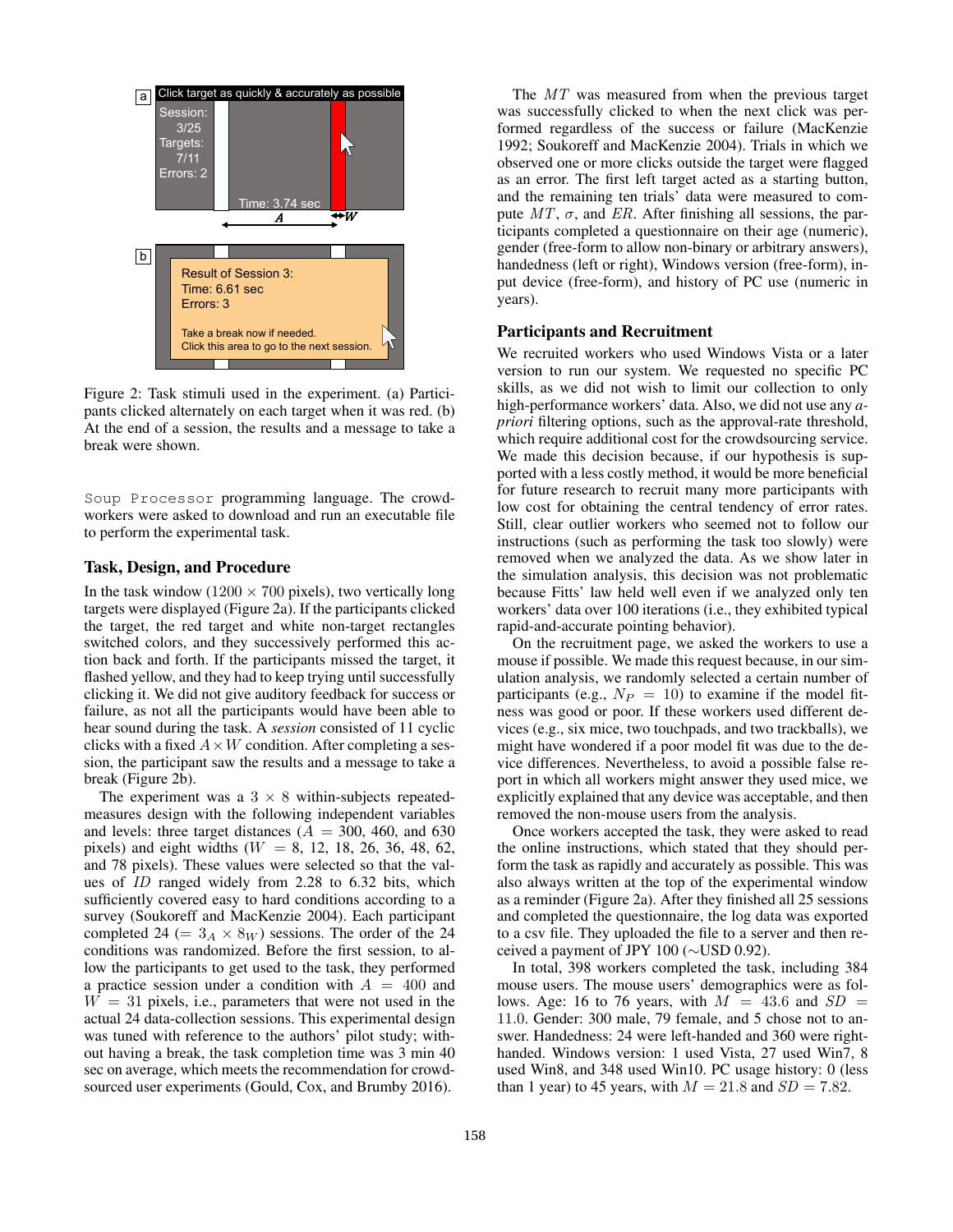Figure 2: Task stimuli used in the experiment. (a) Participants clicked alternately on each target when it was red. (b) At the end of a session, the results and a message to take a break were shown.

Soup Processor programming language. The crowdworkers were asked to download and run an executable file to perform the experimental task.

### Task, Design, and Procedure

In the task window ($1200 \times 700$ pixels), two vertically long targets were displayed (Figure 2a). If the participants clicked the target, the red target and white non-target rectangles switched colors, and they successively performed this action back and forth. If the participants missed the target, it flashed yellow, and they had to keep trying until successfully clicking it. We did not give auditory feedback for success or failure, as not all the participants would have been able to hear sound during the task. A *session* consisted of 11 cyclic clicks with a fixed $A \times W$ condition. After completing a session, the participant saw the results and a message to take a break (Figure 2b).

The experiment was a $3 \times 8$ within-subjects repeated-measures design with the following independent variables and levels: three target distances ($A$ = 300, 460, and 630 pixels) and eight widths ($W$ = 8, 12, 18, 26, 36, 48, 62, and 78 pixels). These values were selected so that the values of $ID$ ranged widely from 2.28 to 6.32 bits, which sufficiently covered easy to hard conditions according to a survey (Soukoreff and MacKenzie 2004). Each participant completed 24 ($= 3_A \times 8_W$) sessions. The order of the 24 conditions was randomized. Before the first session, to allow the participants to get used to the task, they performed a practice session under a condition with $A$ = 400 and $W$ = 31 pixels, i.e., parameters that were not used in the actual 24 data-collection sessions. This experimental design was tuned with reference to the authors' pilot study; without having a break, the task completion time was 3 min 40 sec on average, which meets the recommendation for crowdsourced user experiments (Gould, Cox, and Brumby 2016).

The $MT$ was measured from when the previous target was successfully clicked to when the next click was performed regardless of the success or failure (MacKenzie 1992; Soukoreff and MacKenzie 2004). Trials in which we observed one or more clicks outside the target were flagged as an error. The first left target acted as a starting button, and the remaining ten trials' data were measured to compute $MT$, $\sigma$, and $ER$. After finishing all sessions, the participants completed a questionnaire on their age (numeric), gender (free-form to allow non-binary or arbitrary answers), handedness (left or right), Windows version (free-form), input device (free-form), and history of PC use (numeric in years).

### Participants and Recruitment

We recruited workers who used Windows Vista or a later version to run our system. We requested no specific PC skills, as we did not wish to limit our collection to only high-performance workers' data. Also, we did not use any *a-priori* filtering options, such as the approval-rate threshold, which require additional cost for the crowdsourcing service. We made this decision because, if our hypothesis is supported with a less costly method, it would be more beneficial for future research to recruit many more participants with low cost for obtaining the central tendency of error rates. Still, clear outlier workers who seemed not to follow our instructions (such as performing the task too slowly) were removed when we analyzed the data. As we show later in the simulation analysis, this decision was not problematic because Fitts' law held well even if we analyzed only ten workers' data over 100 iterations (i.e., they exhibited typical rapid-and-accurate pointing behavior).

On the recruitment page, we asked the workers to use a mouse if possible. We made this request because, in our simulation analysis, we randomly selected a certain number of participants (e.g., $N_P$ = 10) to examine if the model fitness was good or poor. If these workers used different devices (e.g., six mice, two touchpads, and two trackballs), we might have wondered if a poor model fit was due to the device differences. Nevertheless, to avoid a possible false report in which all workers might answer they used mice, we explicitly explained that any device was acceptable, and then removed the non-mouse users from the analysis.

Once workers accepted the task, they were asked to read the online instructions, which stated that they should perform the task as rapidly and accurately as possible. This was also always written at the top of the experimental window as a reminder (Figure 2a). After they finished all 25 sessions and completed the questionnaire, the log data was exported to a csv file. They uploaded the file to a server and then received a payment of JPY 100 (~USD 0.92).

In total, 398 workers completed the task, including 384 mouse users. The mouse users' demographics were as follows. Age: 16 to 76 years, with $M$ = 43.6 and $SD$ = 11.0. Gender: 300 male, 79 female, and 5 chose not to answer. Handedness: 24 were left-handed and 360 were right-handed. Windows version: 1 used Vista, 27 used Win7, 8 used Win8, and 348 used Win10. PC usage history: 0 (less than 1 year) to 45 years, with $M$ = 21.8 and $SD$ = 7.82.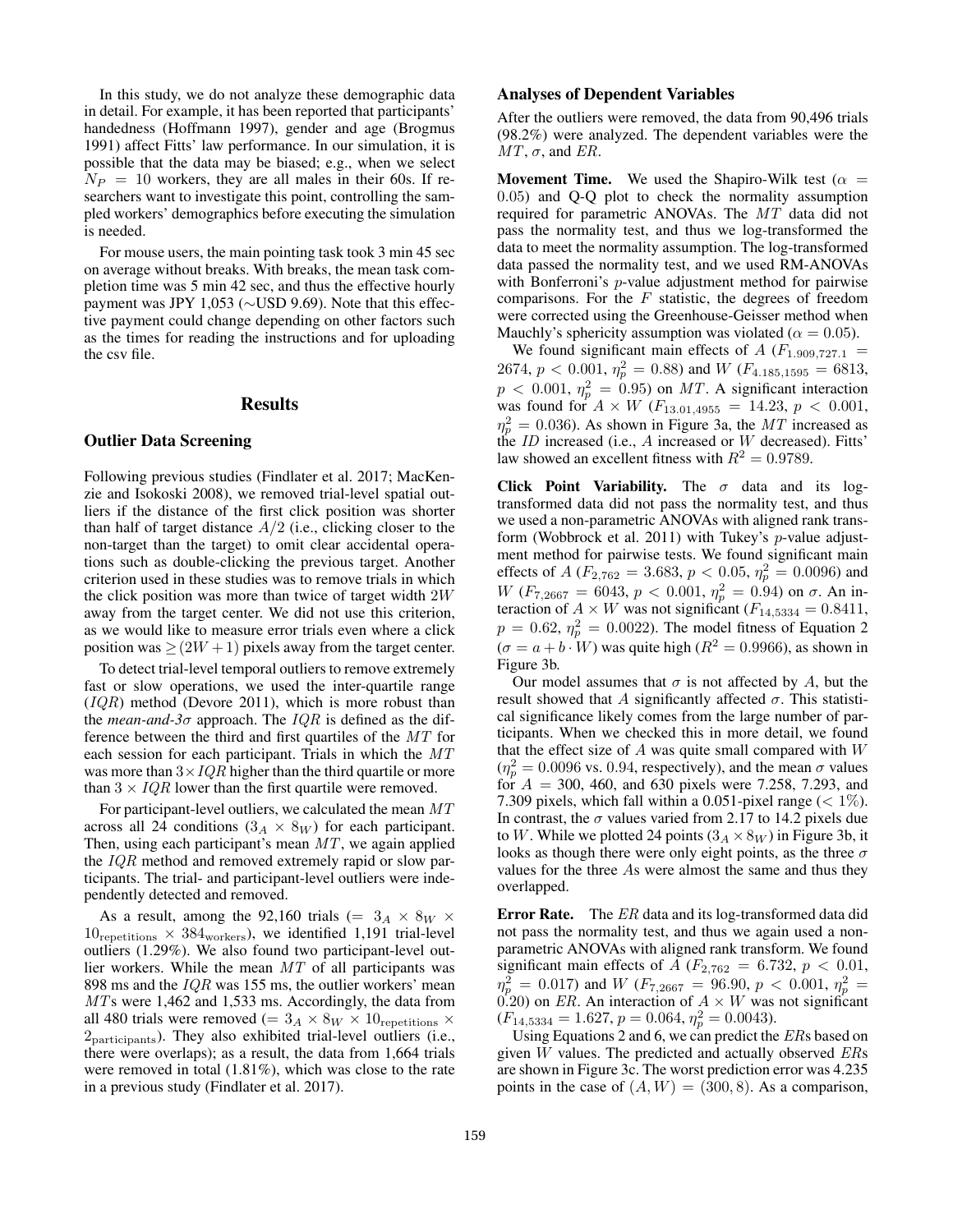In this study, we do not analyze these demographic data in detail. For example, it has been reported that participants' handedness (Hoffmann 1997), gender and age (Brogmus 1991) affect Fitts' law performance. In our simulation, it is possible that the data may be biased; e.g., when we select $N_P = 10$ workers, they are all males in their 60s. If researchers want to investigate this point, controlling the sampled workers' demographics before executing the simulation is needed.

For mouse users, the main pointing task took 3 min 45 sec on average without breaks. With breaks, the mean task completion time was 5 min 42 sec, and thus the effective hourly payment was JPY 1,053 (∼USD 9.69). Note that this effective payment could change depending on other factors such as the times for reading the instructions and for uploading the csv file.

## Results

### Outlier Data Screening

Following previous studies (Findlater et al. 2017; MacKenzie and Isokoski 2008), we removed trial-level spatial outliers if the distance of the first click position was shorter than half of target distance $A/2$ (i.e., clicking closer to the non-target than the target) to omit clear accidental operations such as double-clicking the previous target. Another criterion used in these studies was to remove trials in which the click position was more than twice of target width $2W$ away from the target center. We did not use this criterion, as we would like to measure error trials even where a click position was $\geq (2W + 1)$ pixels away from the target center.

To detect trial-level temporal outliers to remove extremely fast or slow operations, we used the inter-quartile range ($IQR$) method (Devore 2011), which is more robust than the *mean-and-3σ* approach. The $IQR$ is defined as the difference between the third and first quartiles of the $MT$ for each session for each participant. Trials in which the $MT$ was more than $3 \times IQR$ higher than the third quartile or more than $3 \times IQR$ lower than the first quartile were removed.

For participant-level outliers, we calculated the mean $MT$ across all 24 conditions ($3_A \times 8_W$) for each participant. Then, using each participant's mean $MT$, we again applied the $IQR$ method and removed extremely rapid or slow participants. The trial- and participant-level outliers were independently detected and removed.

As a result, among the 92,160 trials ($= 3_A \times 8_W \times 10_{\text{repetitions}} \times 384_{\text{workers}}$), we identified 1,191 trial-level outliers (1.29%). We also found two participant-level outlier workers. While the mean $MT$ of all participants was 898 ms and the $IQR$ was 155 ms, the outlier workers' mean $MT$s were 1,462 and 1,533 ms. Accordingly, the data from all 480 trials were removed ($= 3_A \times 8_W \times 10_{\text{repetitions}} \times 2_{\text{participants}}$). They also exhibited trial-level outliers (i.e., there were overlaps); as a result, the data from 1,664 trials were removed in total (1.81%), which was close to the rate in a previous study (Findlater et al. 2017).

### Analyses of Dependent Variables

After the outliers were removed, the data from 90,496 trials (98.2%) were analyzed. The dependent variables were the $MT$, $\sigma$, and $ER$.

**Movement Time.** We used the Shapiro-Wilk test ($\alpha = 0.05$) and Q-Q plot to check the normality assumption required for parametric ANOVAs. The $MT$ data did not pass the normality test, and thus we log-transformed the data to meet the normality assumption. The log-transformed data passed the normality test, and we used RM-ANOVAs with Bonferroni's $p$-value adjustment method for pairwise comparisons. For the $F$ statistic, the degrees of freedom were corrected using the Greenhouse-Geisser method when Mauchly's sphericity assumption was violated ($\alpha = 0.05$).

We found significant main effects of $A$ ($F_{1.909,727.1} = 2674$, $p < 0.001$, $\eta_p^2 = 0.88$) and $W$ ($F_{4.185,1595} = 6813$, $p < 0.001$, $\eta_p^2 = 0.95$) on $MT$. A significant interaction was found for $A \times W$ ($F_{13.01,4955} = 14.23$, $p < 0.001$, $\eta_p^2 = 0.036$). As shown in Figure 3a, the $MT$ increased as the $ID$ increased (i.e., $A$ increased or $W$ decreased). Fitts' law showed an excellent fitness with $R^2 = 0.9789$.

**Click Point Variability.** The $\sigma$ data and its log-transformed data did not pass the normality test, and thus we used a non-parametric ANOVAs with aligned rank transform (Wobbrock et al. 2011) with Tukey's $p$-value adjustment method for pairwise tests. We found significant main effects of $A$ ($F_{2,762} = 3.683$, $p < 0.05$, $\eta_p^2 = 0.0096$) and $W$ ($F_{7,2667} = 6043$, $p < 0.001$, $\eta_p^2 = 0.94$) on $\sigma$. An interaction of $A \times W$ was not significant ($F_{14,5334} = 0.8411$, $p = 0.62$, $\eta_p^2 = 0.0022$). The model fitness of Equation 2 ($\sigma = a + b \cdot W$) was quite high ($R^2 = 0.9966$), as shown in Figure 3b.

Our model assumes that $\sigma$ is not affected by $A$, but the result showed that $A$ significantly affected $\sigma$. This statistical significance likely comes from the large number of participants. When we checked this in more detail, we found that the effect size of $A$ was quite small compared with $W$ ($\eta_p^2 = 0.0096$ vs. 0.94, respectively), and the mean $\sigma$ values for $A$ = 300, 460, and 630 pixels were 7.258, 7.293, and 7.309 pixels, which fall within a 0.051-pixel range (< 1%). In contrast, the $\sigma$ values varied from 2.17 to 14.2 pixels due to $W$. While we plotted 24 points ($3_A \times 8_W$) in Figure 3b, it looks as though there were only eight points, as the three $\sigma$ values for the three $A$s were almost the same and thus they overlapped.

**Error Rate.** The $ER$ data and its log-transformed data did not pass the normality test, and thus we again used a non-parametric ANOVAs with aligned rank transform. We found significant main effects of $A$ ($F_{2,762} = 6.732$, $p < 0.01$, $\eta_p^2 = 0.017$) and $W$ ($F_{7,2667} = 96.90$, $p < 0.001$, $\eta_p^2 = 0.20$) on $ER$. An interaction of $A \times W$ was not significant ($F_{14,5334} = 1.627$, $p = 0.064$, $\eta_p^2 = 0.0043$).

Using Equations 2 and 6, we can predict the $ER$s based on given $W$ values. The predicted and actually observed $ER$s are shown in Figure 3c. The worst prediction error was 4.235 points in the case of $(A, W) = (300, 8)$. As a comparison,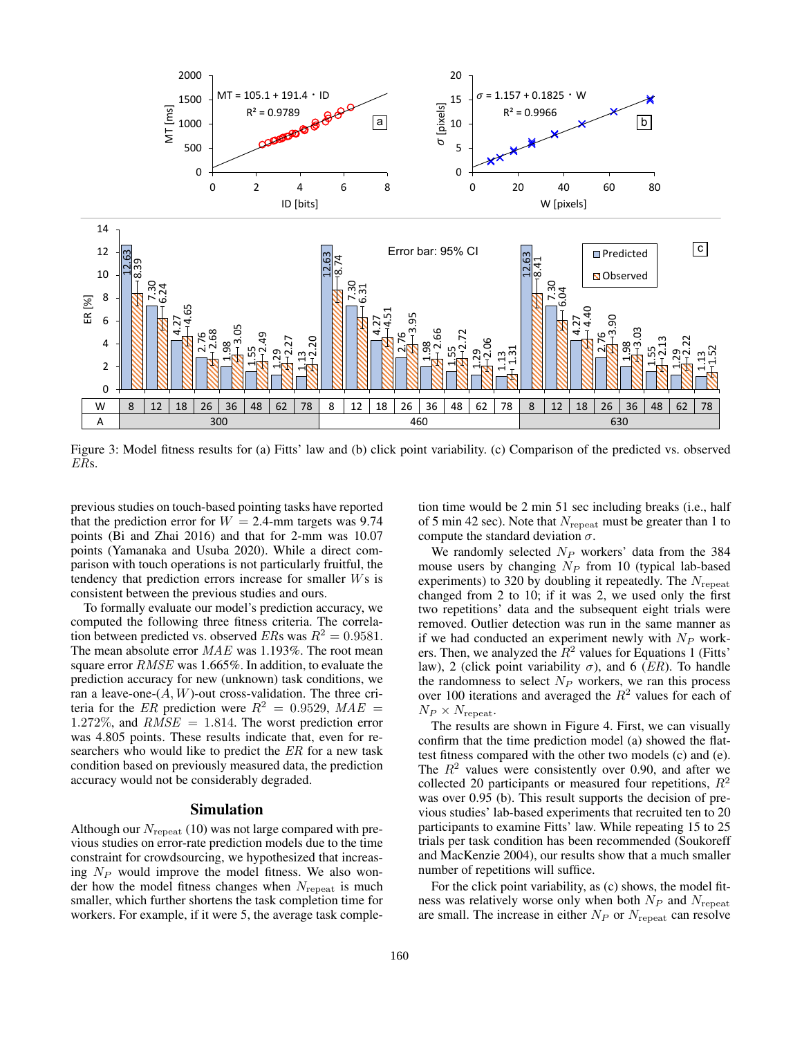Figure 3: Model fitness results for (a) Fitts' law and (b) click point variability. (c) Comparison of the predicted vs. observed *ER*s.

previous studies on touch-based pointing tasks have reported that the prediction error for $W = 2.4$-mm targets was 9.74 points (Bi and Zhai 2016) and that for 2-mm was 10.07 points (Yamanaka and Usuba 2020). While a direct comparison with touch operations is not particularly fruitful, the tendency that prediction errors increase for smaller $W$s is consistent between the previous studies and ours.

To formally evaluate our model's prediction accuracy, we computed the following three fitness criteria. The correlation between predicted vs. observed $ER$s was $R^2 = 0.9581$. The mean absolute error $MAE$ was 1.193%. The root mean square error $RMSE$ was 1.665%. In addition, to evaluate the prediction accuracy for new (unknown) task conditions, we ran a leave-one-$(A, W)$-out cross-validation. The three criteria for the $ER$ prediction were $R^2 = 0.9529$, $MAE = 1.272\%$, and $RMSE = 1.814$. The worst prediction error was 4.805 points. These results indicate that, even for researchers who would like to predict the $ER$ for a new task condition based on previously measured data, the prediction accuracy would not be considerably degraded.

## Simulation

Although our $N_{\text{repeat}}$ (10) was not large compared with previous studies on error-rate prediction models due to the time constraint for crowdsourcing, we hypothesized that increasing $N_P$ would improve the model fitness. We also wonder how the model fitness changes when $N_{\text{repeat}}$ is much smaller, which further shortens the task completion time for workers. For example, if it were 5, the average task completion time would be 2 min 51 sec including breaks (i.e., half of 5 min 42 sec). Note that $N_{\text{repeat}}$ must be greater than 1 to compute the standard deviation $\sigma$.

We randomly selected $N_P$ workers' data from the 384 mouse users by changing $N_P$ from 10 (typical lab-based experiments) to 320 by doubling it repeatedly. The $N_{\text{repeat}}$ changed from 2 to 10; if it was 2, we used only the first two repetitions' data and the subsequent eight trials were removed. Outlier detection was run in the same manner as if we had conducted an experiment newly with $N_P$ workers. Then, we analyzed the $R^2$ values for Equations 1 (Fitts' law), 2 (click point variability $\sigma$), and 6 ($ER$). To handle the randomness to select $N_P$ workers, we ran this process over 100 iterations and averaged the $R^2$ values for each of $N_P \times N_{\text{repeat}}$.

The results are shown in Figure 4. First, we can visually confirm that the time prediction model (a) showed the flattest fitness compared with the other two models (c) and (e). The $R^2$ values were consistently over 0.90, and after we collected 20 participants or measured four repetitions, $R^2$ was over 0.95 (b). This result supports the decision of previous studies' lab-based experiments that recruited ten to 20 participants to examine Fitts' law. While repeating 15 to 25 trials per task condition has been recommended (Soukoreff and MacKenzie 2004), our results show that a much smaller number of repetitions will suffice.

For the click point variability, as (c) shows, the model fitness was relatively worse only when both $N_P$ and $N_{\text{repeat}}$ are small. The increase in either $N_P$ or $N_{\text{repeat}}$ can resolve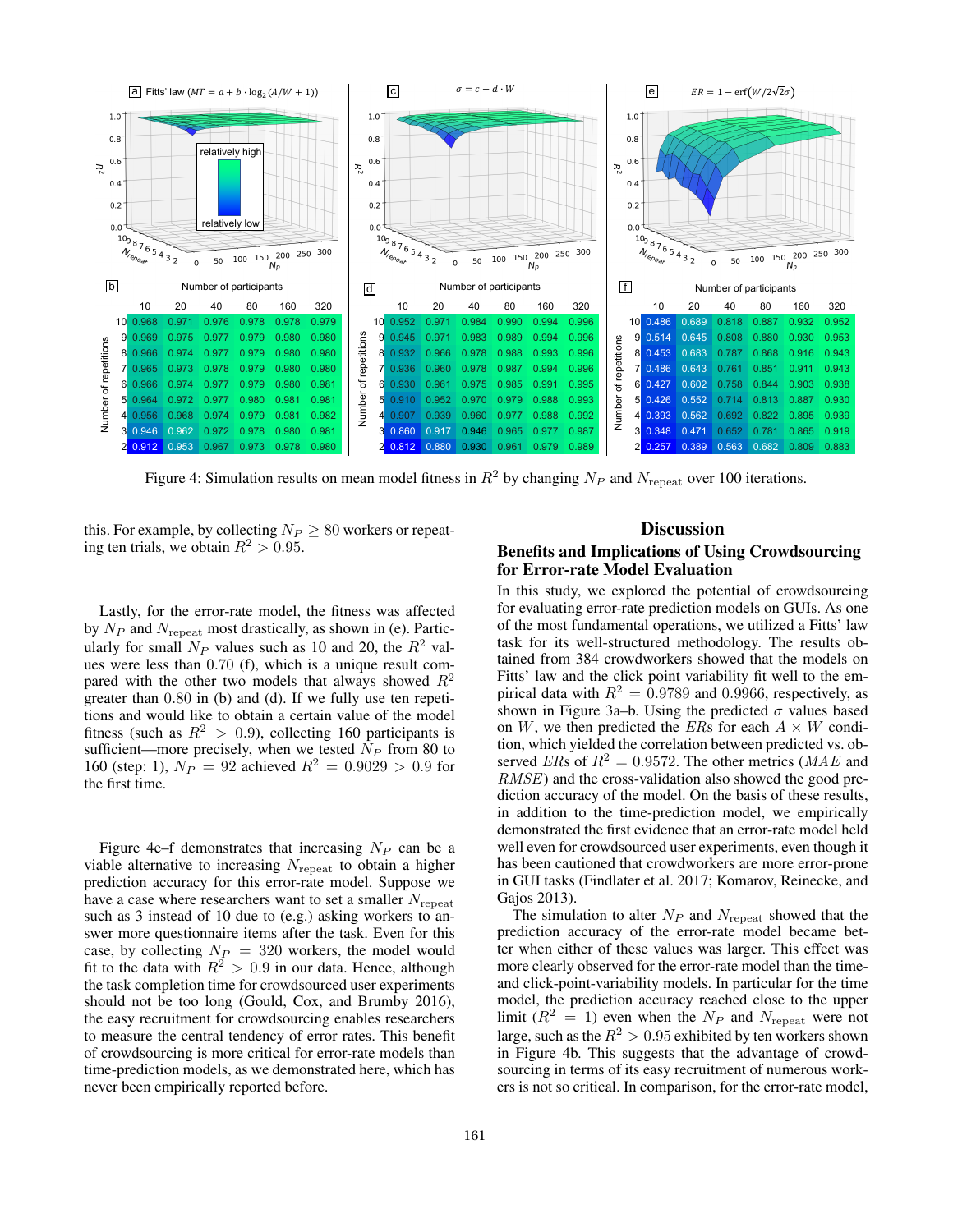| Fitts' law: Number of repetitions | 10 | 20 | 40 | 80 | 160 | 320 |
|---|---|---|---|---|---|---|
| 10 | 0.968 | 0.971 | 0.976 | 0.978 | 0.978 | 0.979 |
| 9 | 0.969 | 0.975 | 0.977 | 0.979 | 0.980 | 0.980 |
| 8 | 0.966 | 0.974 | 0.977 | 0.979 | 0.980 | 0.980 |
| 7 | 0.965 | 0.973 | 0.978 | 0.979 | 0.980 | 0.980 |
| 6 | 0.966 | 0.974 | 0.977 | 0.979 | 0.980 | 0.981 |
| 5 | 0.964 | 0.972 | 0.977 | 0.980 | 0.981 | 0.981 |
| 4 | 0.956 | 0.968 | 0.974 | 0.979 | 0.981 | 0.982 |
| 3 | 0.946 | 0.962 | 0.972 | 0.978 | 0.980 | 0.981 |
| 2 | 0.912 | 0.953 | 0.967 | 0.973 | 0.978 | 0.980 |

| $\sigma = c + d \cdot W$: Number of repetitions | 10 | 20 | 40 | 80 | 160 | 320 |
|---|---|---|---|---|---|---|
| 10 | 0.952 | 0.971 | 0.984 | 0.990 | 0.994 | 0.996 |
| 9 | 0.945 | 0.971 | 0.983 | 0.989 | 0.994 | 0.996 |
| 8 | 0.932 | 0.966 | 0.978 | 0.988 | 0.993 | 0.996 |
| 7 | 0.936 | 0.960 | 0.978 | 0.987 | 0.994 | 0.996 |
| 6 | 0.930 | 0.961 | 0.975 | 0.985 | 0.991 | 0.995 |
| 5 | 0.910 | 0.952 | 0.970 | 0.979 | 0.988 | 0.993 |
| 4 | 0.907 | 0.939 | 0.960 | 0.977 | 0.988 | 0.992 |
| 3 | 0.860 | 0.917 | 0.946 | 0.965 | 0.977 | 0.987 |
| 2 | 0.812 | 0.880 | 0.930 | 0.961 | 0.979 | 0.989 |

| $ER = 1 - \mathrm{erf}(W/2\sqrt{2}\sigma)$: Number of repetitions | 10 | 20 | 40 | 80 | 160 | 320 |
|---|---|---|---|---|---|---|
| 10 | 0.486 | 0.689 | 0.818 | 0.887 | 0.932 | 0.952 |
| 9 | 0.514 | 0.645 | 0.808 | 0.880 | 0.930 | 0.953 |
| 8 | 0.453 | 0.683 | 0.787 | 0.868 | 0.916 | 0.943 |
| 7 | 0.486 | 0.643 | 0.761 | 0.851 | 0.911 | 0.943 |
| 6 | 0.427 | 0.602 | 0.758 | 0.844 | 0.903 | 0.938 |
| 5 | 0.426 | 0.552 | 0.714 | 0.813 | 0.887 | 0.930 |
| 4 | 0.393 | 0.562 | 0.692 | 0.822 | 0.895 | 0.939 |
| 3 | 0.348 | 0.471 | 0.652 | 0.781 | 0.865 | 0.919 |
| 2 | 0.257 | 0.389 | 0.563 | 0.682 | 0.809 | 0.883 |

Figure 4: Simulation results on mean model fitness in $R^2$ by changing $N_P$ and $N_{\mathrm{repeat}}$ over 100 iterations.

this. For example, by collecting $N_P \geq 80$ workers or repeating ten trials, we obtain $R^2 > 0.95$.

Lastly, for the error-rate model, the fitness was affected by $N_P$ and $N_{\mathrm{repeat}}$ most drastically, as shown in (e). Particularly for small $N_P$ values such as 10 and 20, the $R^2$ values were less than 0.70 (f), which is a unique result compared with the other two models that always showed $R^2$ greater than 0.80 in (b) and (d). If we fully use ten repetitions and would like to obtain a certain value of the model fitness (such as $R^2 > 0.9$), collecting 160 participants is sufficient—more precisely, when we tested $N_P$ from 80 to 160 (step: 1), $N_P = 92$ achieved $R^2 = 0.9029 > 0.9$ for the first time.

Figure 4e–f demonstrates that increasing $N_P$ can be a viable alternative to increasing $N_{\mathrm{repeat}}$ to obtain a higher prediction accuracy for this error-rate model. Suppose we have a case where researchers want to set a smaller $N_{\mathrm{repeat}}$ such as 3 instead of 10 due to (e.g.) asking workers to answer more questionnaire items after the task. Even for this case, by collecting $N_P = 320$ workers, the model would fit to the data with $R^2 > 0.9$ in our data. Hence, although the task completion time for crowdsourced user experiments should not be too long (Gould, Cox, and Brumby 2016), the easy recruitment for crowdsourcing enables researchers to measure the central tendency of error rates. This benefit of crowdsourcing is more critical for error-rate models than time-prediction models, as we demonstrated here, which has never been empirically reported before.

## Discussion

### Benefits and Implications of Using Crowdsourcing for Error-rate Model Evaluation

In this study, we explored the potential of crowdsourcing for evaluating error-rate prediction models on GUIs. As one of the most fundamental operations, we utilized a Fitts' law task for its well-structured methodology. The results obtained from 384 crowdworkers showed that the models on Fitts' law and the click point variability fit well to the empirical data with $R^2 = 0.9789$ and $0.9966$, respectively, as shown in Figure 3a–b. Using the predicted $\sigma$ values based on $W$, we then predicted the $ERs$ for each $A \times W$ condition, which yielded the correlation between predicted vs. observed $ERs$ of $R^2 = 0.9572$. The other metrics ($MAE$ and $RMSE$) and the cross-validation also showed the good prediction accuracy of the model. On the basis of these results, in addition to the time-prediction model, we empirically demonstrated the first evidence that an error-rate model held well even for crowdsourced user experiments, even though it has been cautioned that crowdworkers are more error-prone in GUI tasks (Findlater et al. 2017; Komarov, Reinecke, and Gajos 2013).

The simulation to alter $N_P$ and $N_{\mathrm{repeat}}$ showed that the prediction accuracy of the error-rate model became better when either of these values was larger. This effect was more clearly observed for the error-rate model than the time- and click-point-variability models. In particular for the time model, the prediction accuracy reached close to the upper limit ($R^2 = 1$) even when the $N_P$ and $N_{\mathrm{repeat}}$ were not large, such as the $R^2 > 0.95$ exhibited by ten workers shown in Figure 4b. This suggests that the advantage of crowdsourcing in terms of its easy recruitment of numerous workers is not so critical. In comparison, for the error-rate model,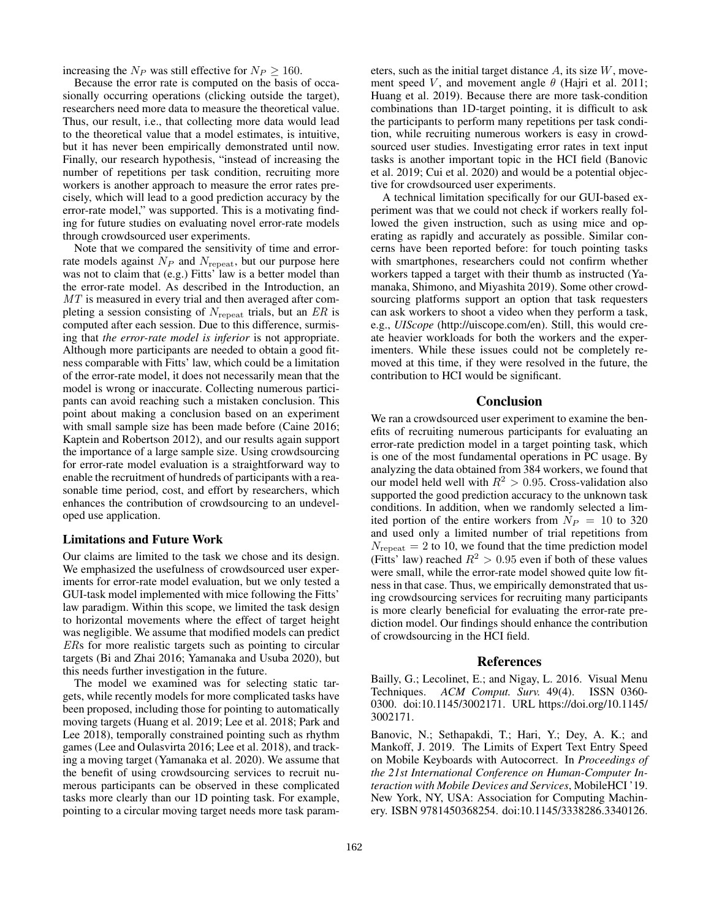increasing the $N_P$ was still effective for $N_P \geq 160$.

Because the error rate is computed on the basis of occasionally occurring operations (clicking outside the target), researchers need more data to measure the theoretical value. Thus, our result, i.e., that collecting more data would lead to the theoretical value that a model estimates, is intuitive, but it has never been empirically demonstrated until now. Finally, our research hypothesis, "instead of increasing the number of repetitions per task condition, recruiting more workers is another approach to measure the error rates precisely, which will lead to a good prediction accuracy by the error-rate model," was supported. This is a motivating finding for future studies on evaluating novel error-rate models through crowdsourced user experiments.

Note that we compared the sensitivity of time and error-rate models against $N_P$ and $N_{\text{repeat}}$, but our purpose here was not to claim that (e.g.) Fitts' law is a better model than the error-rate model. As described in the Introduction, an $MT$ is measured in every trial and then averaged after completing a session consisting of $N_{\text{repeat}}$ trials, but an $ER$ is computed after each session. Due to this difference, surmising that *the error-rate model is inferior* is not appropriate. Although more participants are needed to obtain a good fitness comparable with Fitts' law, which could be a limitation of the error-rate model, it does not necessarily mean that the model is wrong or inaccurate. Collecting numerous participants can avoid reaching such a mistaken conclusion. This point about making a conclusion based on an experiment with small sample size has been made before (Caine 2016; Kaptein and Robertson 2012), and our results again support the importance of a large sample size. Using crowdsourcing for error-rate model evaluation is a straightforward way to enable the recruitment of hundreds of participants with a reasonable time period, cost, and effort by researchers, which enhances the contribution of crowdsourcing to an undeveloped use application.

### Limitations and Future Work

Our claims are limited to the task we chose and its design. We emphasized the usefulness of crowdsourced user experiments for error-rate model evaluation, but we only tested a GUI-task model implemented with mice following the Fitts' law paradigm. Within this scope, we limited the task design to horizontal movements where the effect of target height was negligible. We assume that modified models can predict $ER$s for more realistic targets such as pointing to circular targets (Bi and Zhai 2016; Yamanaka and Usuba 2020), but this needs further investigation in the future.

The model we examined was for selecting static targets, while recently models for more complicated tasks have been proposed, including those for pointing to automatically moving targets (Huang et al. 2019; Lee et al. 2018; Park and Lee 2018), temporally constrained pointing such as rhythm games (Lee and Oulasvirta 2016; Lee et al. 2018), and tracking a moving target (Yamanaka et al. 2020). We assume that the benefit of using crowdsourcing services to recruit numerous participants can be observed in these complicated tasks more clearly than our 1D pointing task. For example, pointing to a circular moving target needs more task parameters, such as the initial target distance $A$, its size $W$, movement speed $V$, and movement angle $\theta$ (Hajri et al. 2011; Huang et al. 2019). Because there are more task-condition combinations than 1D-target pointing, it is difficult to ask the participants to perform many repetitions per task condition, while recruiting numerous workers is easy in crowdsourced user studies. Investigating error rates in text input tasks is another important topic in the HCI field (Banovic et al. 2019; Cui et al. 2020) and would be a potential objective for crowdsourced user experiments.

A technical limitation specifically for our GUI-based experiment was that we could not check if workers really followed the given instruction, such as using mice and operating as rapidly and accurately as possible. Similar concerns have been reported before: for touch pointing tasks with smartphones, researchers could not confirm whether workers tapped a target with their thumb as instructed (Yamanaka, Shimono, and Miyashita 2019). Some other crowdsourcing platforms support an option that task requesters can ask workers to shoot a video when they perform a task, e.g., *UIScope* (http://uiscope.com/en). Still, this would create heavier workloads for both the workers and the experimenters. While these issues could not be completely removed at this time, if they were resolved in the future, the contribution to HCI would be significant.

## Conclusion

We ran a crowdsourced user experiment to examine the benefits of recruiting numerous participants for evaluating an error-rate prediction model in a target pointing task, which is one of the most fundamental operations in PC usage. By analyzing the data obtained from 384 workers, we found that our model held well with $R^2 > 0.95$. Cross-validation also supported the good prediction accuracy to the unknown task conditions. In addition, when we randomly selected a limited portion of the entire workers from $N_P = 10$ to 320 and used only a limited number of trial repetitions from $N_{\text{repeat}} = 2$ to 10, we found that the time prediction model (Fitts' law) reached $R^2 > 0.95$ even if both of these values were small, while the error-rate model showed quite low fitness in that case. Thus, we empirically demonstrated that using crowdsourcing services for recruiting many participants is more clearly beneficial for evaluating the error-rate prediction model. Our findings should enhance the contribution of crowdsourcing in the HCI field.

## References

Bailly, G.; Lecolinet, E.; and Nigay, L. 2016. Visual Menu Techniques. *ACM Comput. Surv.* 49(4). ISSN 0360-0300. doi:10.1145/3002171. URL https://doi.org/10.1145/3002171.

Banovic, N.; Sethapakdi, T.; Hari, Y.; Dey, A. K.; and Mankoff, J. 2019. The Limits of Expert Text Entry Speed on Mobile Keyboards with Autocorrect. In *Proceedings of the 21st International Conference on Human-Computer Interaction with Mobile Devices and Services*, MobileHCI '19. New York, NY, USA: Association for Computing Machinery. ISBN 9781450368254. doi:10.1145/3338286.3340126.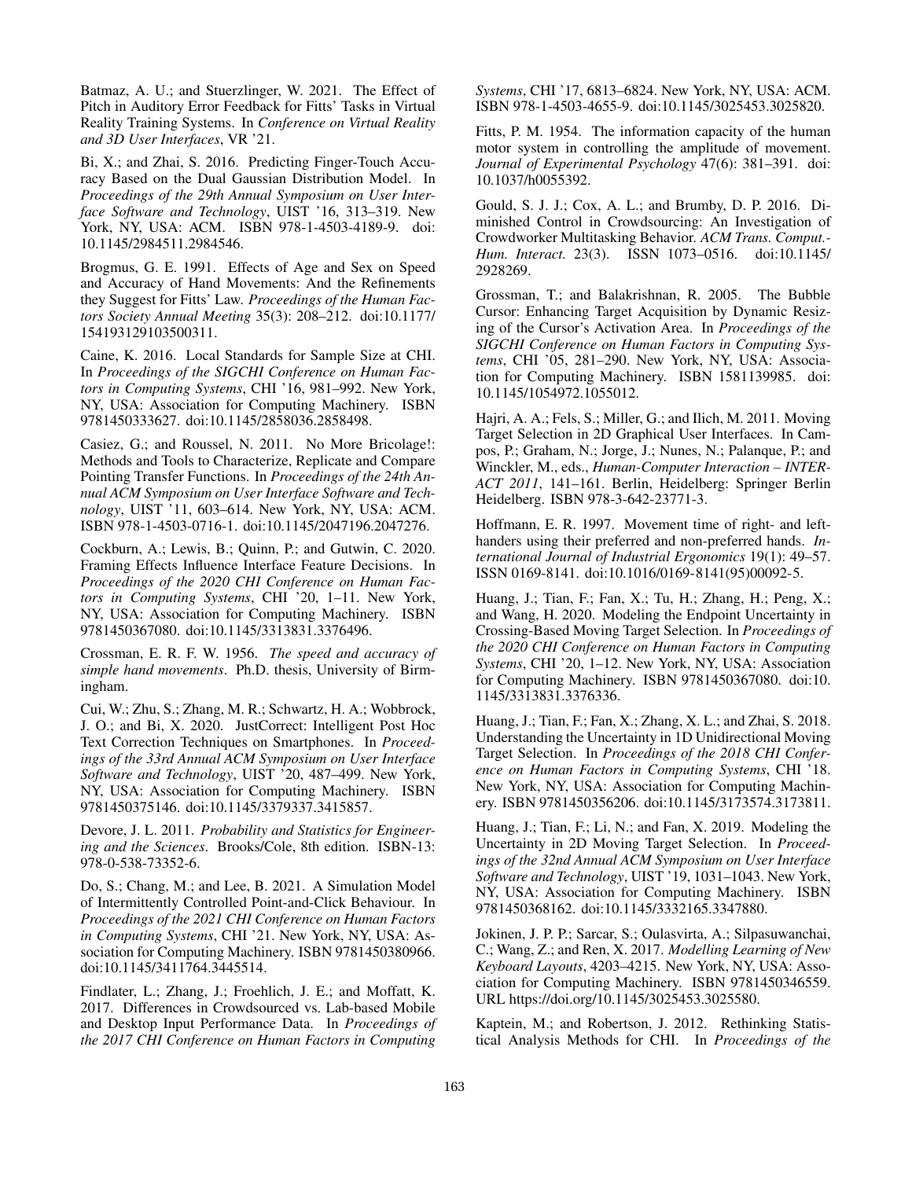Batmaz, A. U.; and Stuerzlinger, W. 2021. The Effect of Pitch in Auditory Error Feedback for Fitts' Tasks in Virtual Reality Training Systems. In *Conference on Virtual Reality and 3D User Interfaces*, VR '21.

Bi, X.; and Zhai, S. 2016. Predicting Finger-Touch Accuracy Based on the Dual Gaussian Distribution Model. In *Proceedings of the 29th Annual Symposium on User Interface Software and Technology*, UIST '16, 313–319. New York, NY, USA: ACM. ISBN 978-1-4503-4189-9. doi: 10.1145/2984511.2984546.

Brogmus, G. E. 1991. Effects of Age and Sex on Speed and Accuracy of Hand Movements: And the Refinements they Suggest for Fitts' Law. *Proceedings of the Human Factors Society Annual Meeting* 35(3): 208–212. doi:10.1177/154193129103500311.

Caine, K. 2016. Local Standards for Sample Size at CHI. In *Proceedings of the SIGCHI Conference on Human Factors in Computing Systems*, CHI '16, 981–992. New York, NY, USA: Association for Computing Machinery. ISBN 9781450333627. doi:10.1145/2858036.2858498.

Casiez, G.; and Roussel, N. 2011. No More Bricolage!: Methods and Tools to Characterize, Replicate and Compare Pointing Transfer Functions. In *Proceedings of the 24th Annual ACM Symposium on User Interface Software and Technology*, UIST '11, 603–614. New York, NY, USA: ACM. ISBN 978-1-4503-0716-1. doi:10.1145/2047196.2047276.

Cockburn, A.; Lewis, B.; Quinn, P.; and Gutwin, C. 2020. Framing Effects Influence Interface Feature Decisions. In *Proceedings of the 2020 CHI Conference on Human Factors in Computing Systems*, CHI '20, 1–11. New York, NY, USA: Association for Computing Machinery. ISBN 9781450367080. doi:10.1145/3313831.3376496.

Crossman, E. R. F. W. 1956. *The speed and accuracy of simple hand movements*. Ph.D. thesis, University of Birmingham.

Cui, W.; Zhu, S.; Zhang, M. R.; Schwartz, H. A.; Wobbrock, J. O.; and Bi, X. 2020. JustCorrect: Intelligent Post Hoc Text Correction Techniques on Smartphones. In *Proceedings of the 33rd Annual ACM Symposium on User Interface Software and Technology*, UIST '20, 487–499. New York, NY, USA: Association for Computing Machinery. ISBN 9781450375146. doi:10.1145/3379337.3415857.

Devore, J. L. 2011. *Probability and Statistics for Engineering and the Sciences*. Brooks/Cole, 8th edition. ISBN-13: 978-0-538-73352-6.

Do, S.; Chang, M.; and Lee, B. 2021. A Simulation Model of Intermittently Controlled Point-and-Click Behaviour. In *Proceedings of the 2021 CHI Conference on Human Factors in Computing Systems*, CHI '21. New York, NY, USA: Association for Computing Machinery. ISBN 9781450380966. doi:10.1145/3411764.3445514.

Findlater, L.; Zhang, J.; Froehlich, J. E.; and Moffatt, K. 2017. Differences in Crowdsourced vs. Lab-based Mobile and Desktop Input Performance Data. In *Proceedings of the 2017 CHI Conference on Human Factors in Computing Systems*, CHI '17, 6813–6824. New York, NY, USA: ACM. ISBN 978-1-4503-4655-9. doi:10.1145/3025453.3025820.

Fitts, P. M. 1954. The information capacity of the human motor system in controlling the amplitude of movement. *Journal of Experimental Psychology* 47(6): 381–391. doi: 10.1037/h0055392.

Gould, S. J. J.; Cox, A. L.; and Brumby, D. P. 2016. Diminished Control in Crowdsourcing: An Investigation of Crowdworker Multitasking Behavior. *ACM Trans. Comput.-Hum. Interact.* 23(3). ISSN 1073–0516. doi:10.1145/2928269.

Grossman, T.; and Balakrishnan, R. 2005. The Bubble Cursor: Enhancing Target Acquisition by Dynamic Resizing of the Cursor's Activation Area. In *Proceedings of the SIGCHI Conference on Human Factors in Computing Systems*, CHI '05, 281–290. New York, NY, USA: Association for Computing Machinery. ISBN 1581139985. doi: 10.1145/1054972.1055012.

Hajri, A. A.; Fels, S.; Miller, G.; and Ilich, M. 2011. Moving Target Selection in 2D Graphical User Interfaces. In Campos, P.; Graham, N.; Jorge, J.; Nunes, N.; Palanque, P.; and Winckler, M., eds., *Human-Computer Interaction – INTERACT 2011*, 141–161. Berlin, Heidelberg: Springer Berlin Heidelberg. ISBN 978-3-642-23771-3.

Hoffmann, E. R. 1997. Movement time of right- and left-handers using their preferred and non-preferred hands. *International Journal of Industrial Ergonomics* 19(1): 49–57. ISSN 0169-8141. doi:10.1016/0169-8141(95)00092-5.

Huang, J.; Tian, F.; Fan, X.; Tu, H.; Zhang, H.; Peng, X.; and Wang, H. 2020. Modeling the Endpoint Uncertainty in Crossing-Based Moving Target Selection. In *Proceedings of the 2020 CHI Conference on Human Factors in Computing Systems*, CHI '20, 1–12. New York, NY, USA: Association for Computing Machinery. ISBN 9781450367080. doi:10.1145/3313831.3376336.

Huang, J.; Tian, F.; Fan, X.; Zhang, X. L.; and Zhai, S. 2018. Understanding the Uncertainty in 1D Unidirectional Moving Target Selection. In *Proceedings of the 2018 CHI Conference on Human Factors in Computing Systems*, CHI '18. New York, NY, USA: Association for Computing Machinery. ISBN 9781450356206. doi:10.1145/3173574.3173811.

Huang, J.; Tian, F.; Li, N.; and Fan, X. 2019. Modeling the Uncertainty in 2D Moving Target Selection. In *Proceedings of the 32nd Annual ACM Symposium on User Interface Software and Technology*, UIST '19, 1031–1043. New York, NY, USA: Association for Computing Machinery. ISBN 9781450368162. doi:10.1145/3332165.3347880.

Jokinen, J. P. P.; Sarcar, S.; Oulasvirta, A.; Silpasuwanchai, C.; Wang, Z.; and Ren, X. 2017. *Modelling Learning of New Keyboard Layouts*, 4203–4215. New York, NY, USA: Association for Computing Machinery. ISBN 9781450346559. URL https://doi.org/10.1145/3025453.3025580.

Kaptein, M.; and Robertson, J. 2012. Rethinking Statistical Analysis Methods for CHI. In *Proceedings of the*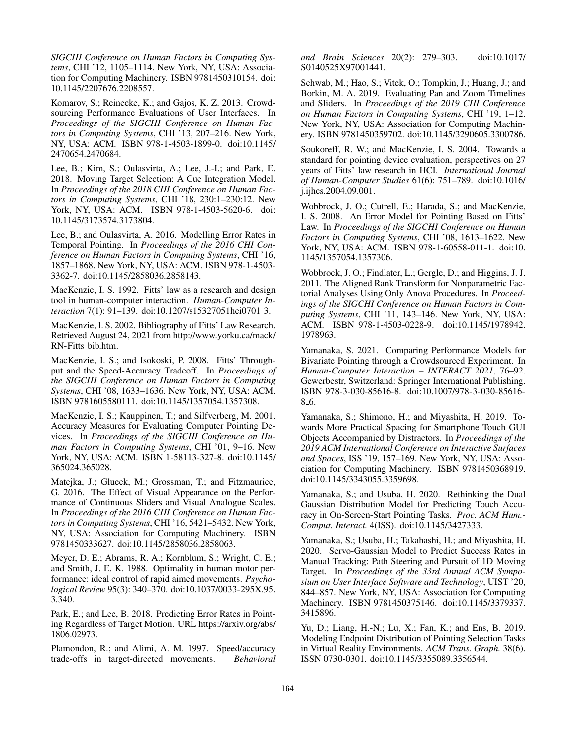*SIGCHI Conference on Human Factors in Computing Systems*, CHI '12, 1105–1114. New York, NY, USA: Association for Computing Machinery. ISBN 9781450310154. doi: 10.1145/2207676.2208557.

Komarov, S.; Reinecke, K.; and Gajos, K. Z. 2013. Crowdsourcing Performance Evaluations of User Interfaces. In *Proceedings of the SIGCHI Conference on Human Factors in Computing Systems*, CHI '13, 207–216. New York, NY, USA: ACM. ISBN 978-1-4503-1899-0. doi:10.1145/2470654.2470684.

Lee, B.; Kim, S.; Oulasvirta, A.; Lee, J.-I.; and Park, E. 2018. Moving Target Selection: A Cue Integration Model. In *Proceedings of the 2018 CHI Conference on Human Factors in Computing Systems*, CHI '18, 230:1–230:12. New York, NY, USA: ACM. ISBN 978-1-4503-5620-6. doi: 10.1145/3173574.3173804.

Lee, B.; and Oulasvirta, A. 2016. Modelling Error Rates in Temporal Pointing. In *Proceedings of the 2016 CHI Conference on Human Factors in Computing Systems*, CHI '16, 1857–1868. New York, NY, USA: ACM. ISBN 978-1-4503-3362-7. doi:10.1145/2858036.2858143.

MacKenzie, I. S. 1992. Fitts' law as a research and design tool in human-computer interaction. *Human-Computer Interaction* 7(1): 91–139. doi:10.1207/s15327051hci0701_3.

MacKenzie, I. S. 2002. Bibliography of Fitts' Law Research. Retrieved August 24, 2021 from http://www.yorku.ca/mack/RN-Fitts_bib.htm.

MacKenzie, I. S.; and Isokoski, P. 2008. Fitts' Throughput and the Speed-Accuracy Tradeoff. In *Proceedings of the SIGCHI Conference on Human Factors in Computing Systems*, CHI '08, 1633–1636. New York, NY, USA: ACM. ISBN 9781605580111. doi:10.1145/1357054.1357308.

MacKenzie, I. S.; Kauppinen, T.; and Silfverberg, M. 2001. Accuracy Measures for Evaluating Computer Pointing Devices. In *Proceedings of the SIGCHI Conference on Human Factors in Computing Systems*, CHI '01, 9–16. New York, NY, USA: ACM. ISBN 1-58113-327-8. doi:10.1145/365024.365028.

Matejka, J.; Glueck, M.; Grossman, T.; and Fitzmaurice, G. 2016. The Effect of Visual Appearance on the Performance of Continuous Sliders and Visual Analogue Scales. In *Proceedings of the 2016 CHI Conference on Human Factors in Computing Systems*, CHI '16, 5421–5432. New York, NY, USA: Association for Computing Machinery. ISBN 9781450333627. doi:10.1145/2858036.2858063.

Meyer, D. E.; Abrams, R. A.; Kornblum, S.; Wright, C. E.; and Smith, J. E. K. 1988. Optimality in human motor performance: ideal control of rapid aimed movements. *Psychological Review* 95(3): 340–370. doi:10.1037/0033-295X.95.3.340.

Park, E.; and Lee, B. 2018. Predicting Error Rates in Pointing Regardless of Target Motion. URL https://arxiv.org/abs/1806.02973.

Plamondon, R.; and Alimi, A. M. 1997. Speed/accuracy trade-offs in target-directed movements. *Behavioral and Brain Sciences* 20(2): 279–303. doi:10.1017/S0140525X97001441.

Schwab, M.; Hao, S.; Vitek, O.; Tompkin, J.; Huang, J.; and Borkin, M. A. 2019. Evaluating Pan and Zoom Timelines and Sliders. In *Proceedings of the 2019 CHI Conference on Human Factors in Computing Systems*, CHI '19, 1–12. New York, NY, USA: Association for Computing Machinery. ISBN 9781450359702. doi:10.1145/3290605.3300786.

Soukoreff, R. W.; and MacKenzie, I. S. 2004. Towards a standard for pointing device evaluation, perspectives on 27 years of Fitts' law research in HCI. *International Journal of Human-Computer Studies* 61(6): 751–789. doi:10.1016/j.ijhcs.2004.09.001.

Wobbrock, J. O.; Cutrell, E.; Harada, S.; and MacKenzie, I. S. 2008. An Error Model for Pointing Based on Fitts' Law. In *Proceedings of the SIGCHI Conference on Human Factors in Computing Systems*, CHI '08, 1613–1622. New York, NY, USA: ACM. ISBN 978-1-60558-011-1. doi:10.1145/1357054.1357306.

Wobbrock, J. O.; Findlater, L.; Gergle, D.; and Higgins, J. J. 2011. The Aligned Rank Transform for Nonparametric Factorial Analyses Using Only Anova Procedures. In *Proceedings of the SIGCHI Conference on Human Factors in Computing Systems*, CHI '11, 143–146. New York, NY, USA: ACM. ISBN 978-1-4503-0228-9. doi:10.1145/1978942.1978963.

Yamanaka, S. 2021. Comparing Performance Models for Bivariate Pointing through a Crowdsourced Experiment. In *Human-Computer Interaction – INTERACT 2021*, 76–92. Gewerbestr, Switzerland: Springer International Publishing. ISBN 978-3-030-85616-8. doi:10.1007/978-3-030-85616-8_6.

Yamanaka, S.; Shimono, H.; and Miyashita, H. 2019. Towards More Practical Spacing for Smartphone Touch GUI Objects Accompanied by Distractors. In *Proceedings of the 2019 ACM International Conference on Interactive Surfaces and Spaces*, ISS '19, 157–169. New York, NY, USA: Association for Computing Machinery. ISBN 9781450368919. doi:10.1145/3343055.3359698.

Yamanaka, S.; and Usuba, H. 2020. Rethinking the Dual Gaussian Distribution Model for Predicting Touch Accuracy in On-Screen-Start Pointing Tasks. *Proc. ACM Hum.-Comput. Interact.* 4(ISS). doi:10.1145/3427333.

Yamanaka, S.; Usuba, H.; Takahashi, H.; and Miyashita, H. 2020. Servo-Gaussian Model to Predict Success Rates in Manual Tracking: Path Steering and Pursuit of 1D Moving Target. In *Proceedings of the 33rd Annual ACM Symposium on User Interface Software and Technology*, UIST '20, 844–857. New York, NY, USA: Association for Computing Machinery. ISBN 9781450375146. doi:10.1145/3379337.3415896.

Yu, D.; Liang, H.-N.; Lu, X.; Fan, K.; and Ens, B. 2019. Modeling Endpoint Distribution of Pointing Selection Tasks in Virtual Reality Environments. *ACM Trans. Graph.* 38(6). ISSN 0730-0301. doi:10.1145/3355089.3356544.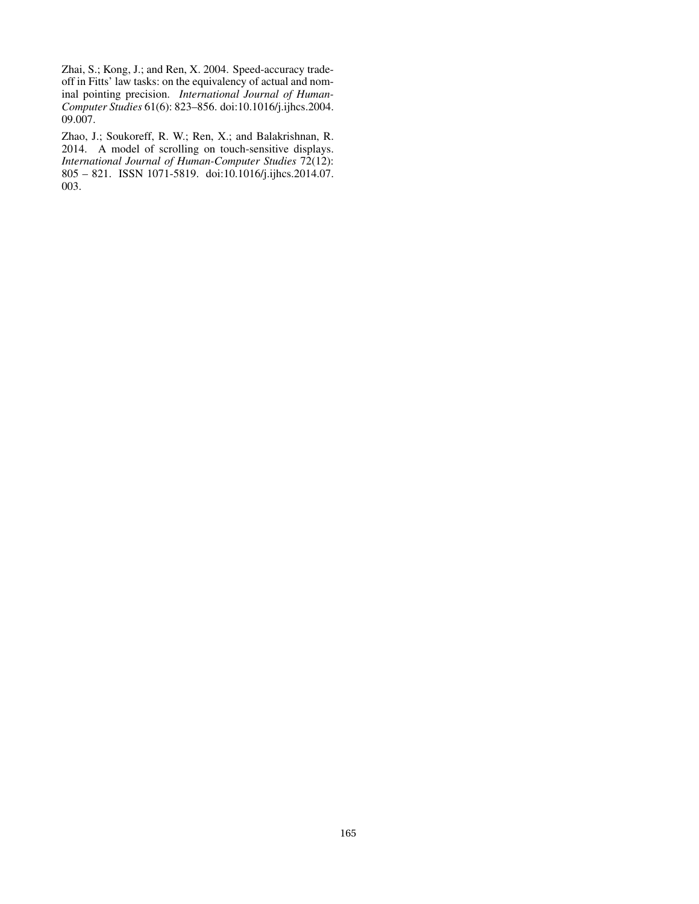Zhai, S.; Kong, J.; and Ren, X. 2004. Speed-accuracy tradeoff in Fitts' law tasks: on the equivalency of actual and nominal pointing precision. *International Journal of Human-Computer Studies* 61(6): 823–856. doi:10.1016/j.ijhcs.2004.09.007.

Zhao, J.; Soukoreff, R. W.; Ren, X.; and Balakrishnan, R. 2014. A model of scrolling on touch-sensitive displays. *International Journal of Human-Computer Studies* 72(12): 805 – 821. ISSN 1071-5819. doi:10.1016/j.ijhcs.2014.07.003.